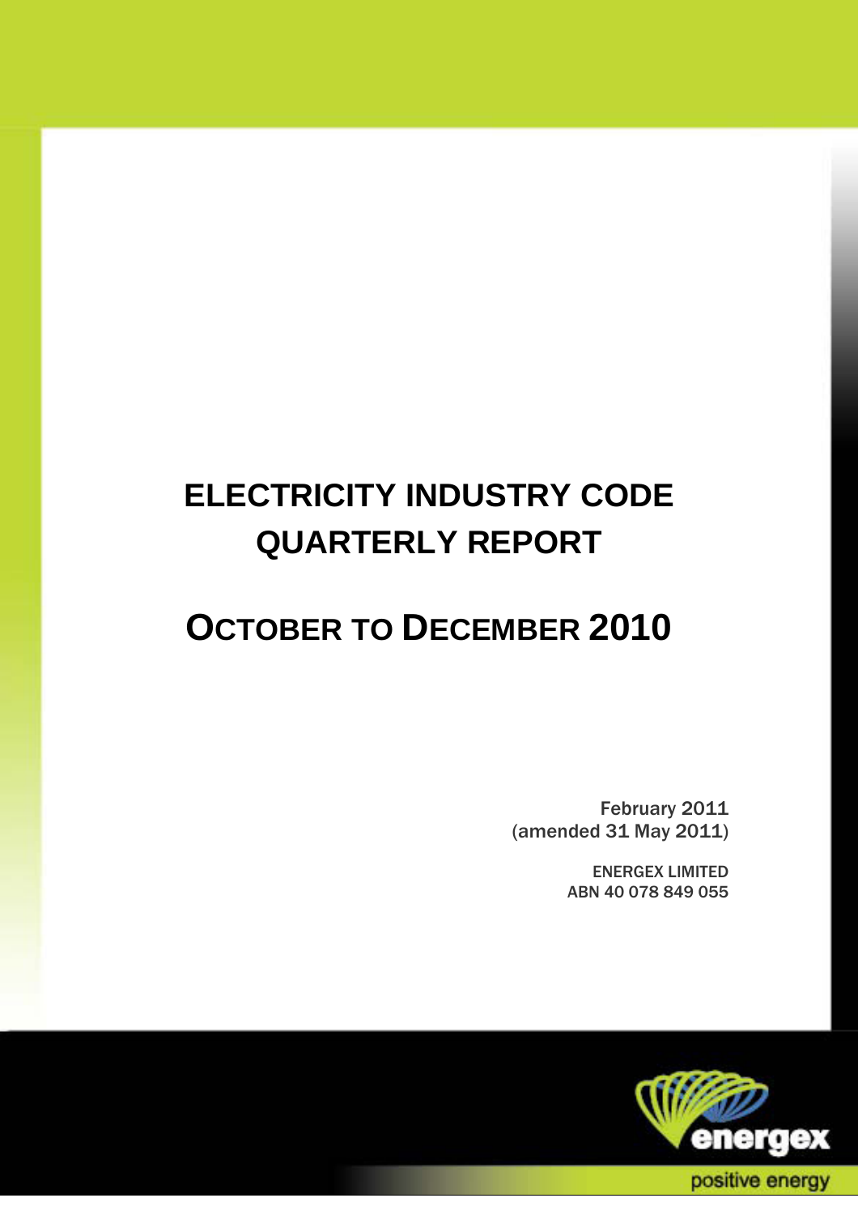# ELECTRICITY INDUSTRY CODE QUARTERLY REPORT

# OCTOBER TO DECEMBER 2010

February 2011
(amended 31 May 2011)

ENERGEX LIMITED
ABN 40 078 849 055

energex

positive energy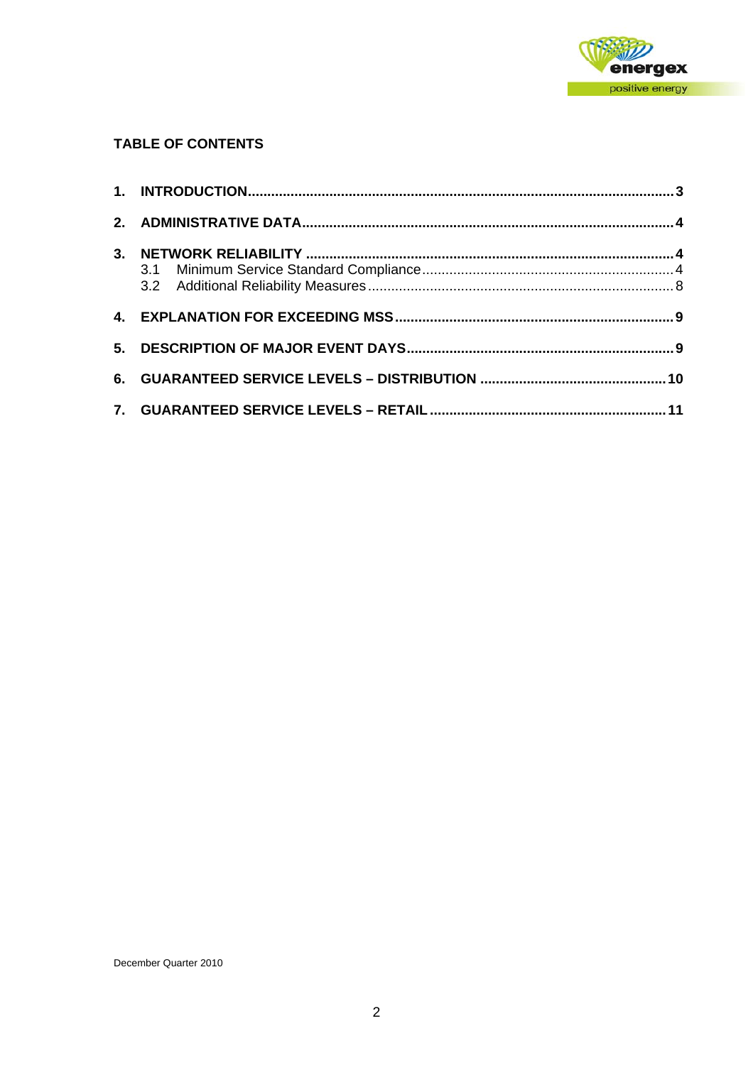## TABLE OF CONTENTS

1. INTRODUCTION ........................................................................................................ 3
2. ADMINISTRATIVE DATA ........................................................................................... 4
3. NETWORK RELIABILITY .......................................................................................... 4
   - 3.1 Minimum Service Standard Compliance ............................................................ 4
   - 3.2 Additional Reliability Measures .......................................................................... 8
4. EXPLANATION FOR EXCEEDING MSS ................................................................... 9
5. DESCRIPTION OF MAJOR EVENT DAYS ................................................................ 9
6. GUARANTEED SERVICE LEVELS – DISTRIBUTION ............................................ 10
7. GUARANTEED SERVICE LEVELS – RETAIL ......................................................... 11

December Quarter 2010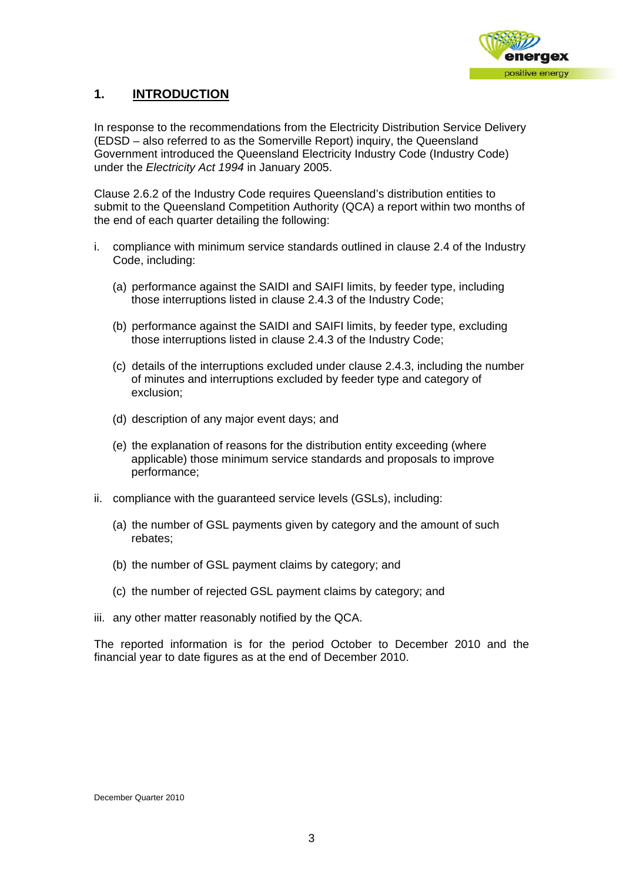## 1. INTRODUCTION

In response to the recommendations from the Electricity Distribution Service Delivery (EDSD – also referred to as the Somerville Report) inquiry, the Queensland Government introduced the Queensland Electricity Industry Code (Industry Code) under the *Electricity Act 1994* in January 2005.

Clause 2.6.2 of the Industry Code requires Queensland's distribution entities to submit to the Queensland Competition Authority (QCA) a report within two months of the end of each quarter detailing the following:

i. compliance with minimum service standards outlined in clause 2.4 of the Industry Code, including:

   (a) performance against the SAIDI and SAIFI limits, by feeder type, including those interruptions listed in clause 2.4.3 of the Industry Code;

   (b) performance against the SAIDI and SAIFI limits, by feeder type, excluding those interruptions listed in clause 2.4.3 of the Industry Code;

   (c) details of the interruptions excluded under clause 2.4.3, including the number of minutes and interruptions excluded by feeder type and category of exclusion;

   (d) description of any major event days; and

   (e) the explanation of reasons for the distribution entity exceeding (where applicable) those minimum service standards and proposals to improve performance;

ii. compliance with the guaranteed service levels (GSLs), including:

   (a) the number of GSL payments given by category and the amount of such rebates;

   (b) the number of GSL payment claims by category; and

   (c) the number of rejected GSL payment claims by category; and

iii. any other matter reasonably notified by the QCA.

The reported information is for the period October to December 2010 and the financial year to date figures as at the end of December 2010.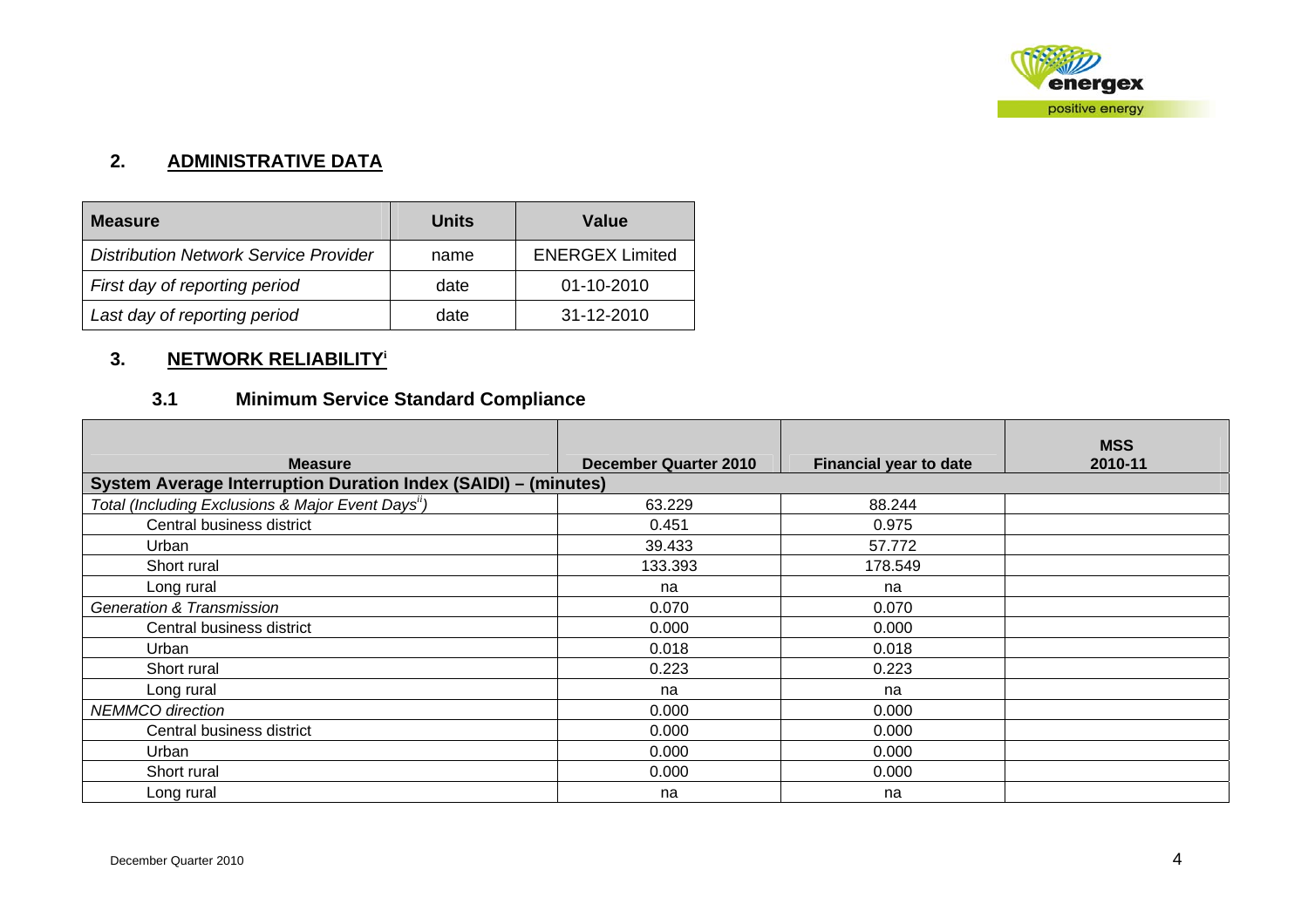## 2. ADMINISTRATIVE DATA

| Measure | Units | Value |
|---|---|---|
| *Distribution Network Service Provider* | name | ENERGEX Limited |
| *First day of reporting period* | date | 01-10-2010 |
| *Last day of reporting period* | date | 31-12-2010 |

## 3. NETWORK RELIABILITY[i]

### 3.1 Minimum Service Standard Compliance

| Measure | December Quarter 2010 | Financial year to date | MSS 2010-11 |
|---|---|---|---|
| **System Average Interruption Duration Index (SAIDI) – (minutes)** | | | |
| *Total (Including Exclusions & Major Event Days[ii])* | 63.229 | 88.244 | |
| Central business district | 0.451 | 0.975 | |
| Urban | 39.433 | 57.772 | |
| Short rural | 133.393 | 178.549 | |
| Long rural | na | na | |
| *Generation & Transmission* | 0.070 | 0.070 | |
| Central business district | 0.000 | 0.000 | |
| Urban | 0.018 | 0.018 | |
| Short rural | 0.223 | 0.223 | |
| Long rural | na | na | |
| *NEMMCO direction* | 0.000 | 0.000 | |
| Central business district | 0.000 | 0.000 | |
| Urban | 0.000 | 0.000 | |
| Short rural | 0.000 | 0.000 | |
| Long rural | na | na | |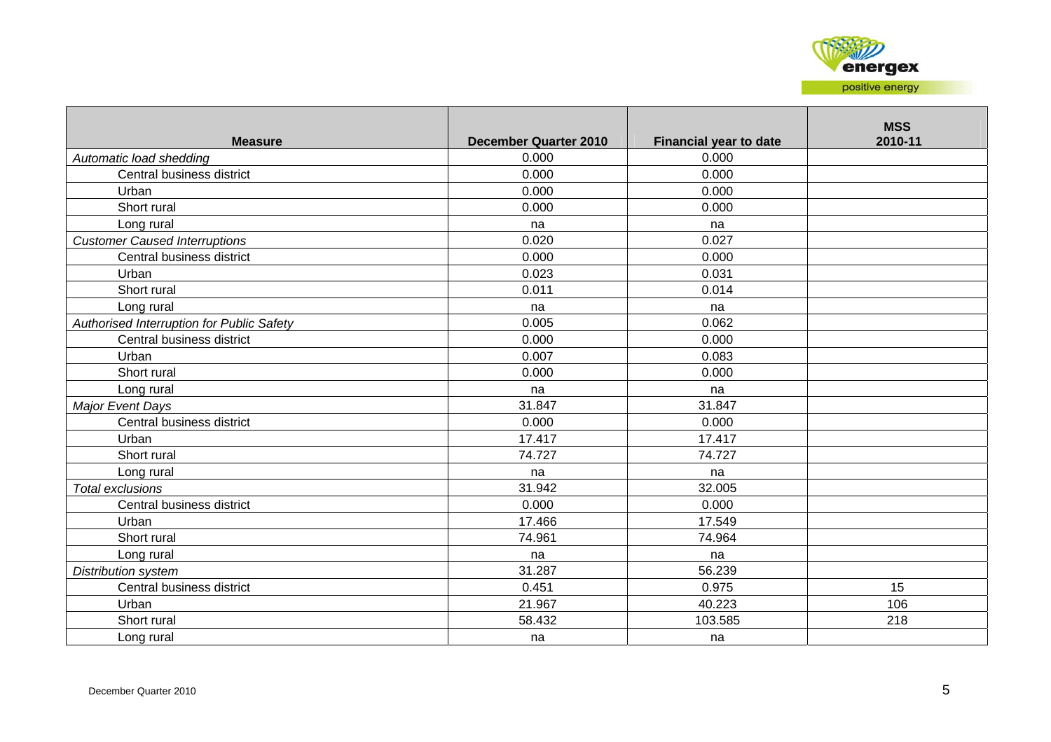| Measure | December Quarter 2010 | Financial year to date | MSS 2010-11 |
|---|---|---|---|
| *Automatic load shedding* | 0.000 | 0.000 | |
| Central business district | 0.000 | 0.000 | |
| Urban | 0.000 | 0.000 | |
| Short rural | 0.000 | 0.000 | |
| Long rural | na | na | |
| *Customer Caused Interruptions* | 0.020 | 0.027 | |
| Central business district | 0.000 | 0.000 | |
| Urban | 0.023 | 0.031 | |
| Short rural | 0.011 | 0.014 | |
| Long rural | na | na | |
| *Authorised Interruption for Public Safety* | 0.005 | 0.062 | |
| Central business district | 0.000 | 0.000 | |
| Urban | 0.007 | 0.083 | |
| Short rural | 0.000 | 0.000 | |
| Long rural | na | na | |
| *Major Event Days* | 31.847 | 31.847 | |
| Central business district | 0.000 | 0.000 | |
| Urban | 17.417 | 17.417 | |
| Short rural | 74.727 | 74.727 | |
| Long rural | na | na | |
| *Total exclusions* | 31.942 | 32.005 | |
| Central business district | 0.000 | 0.000 | |
| Urban | 17.466 | 17.549 | |
| Short rural | 74.961 | 74.964 | |
| Long rural | na | na | |
| *Distribution system* | 31.287 | 56.239 | |
| Central business district | 0.451 | 0.975 | 15 |
| Urban | 21.967 | 40.223 | 106 |
| Short rural | 58.432 | 103.585 | 218 |
| Long rural | na | na | |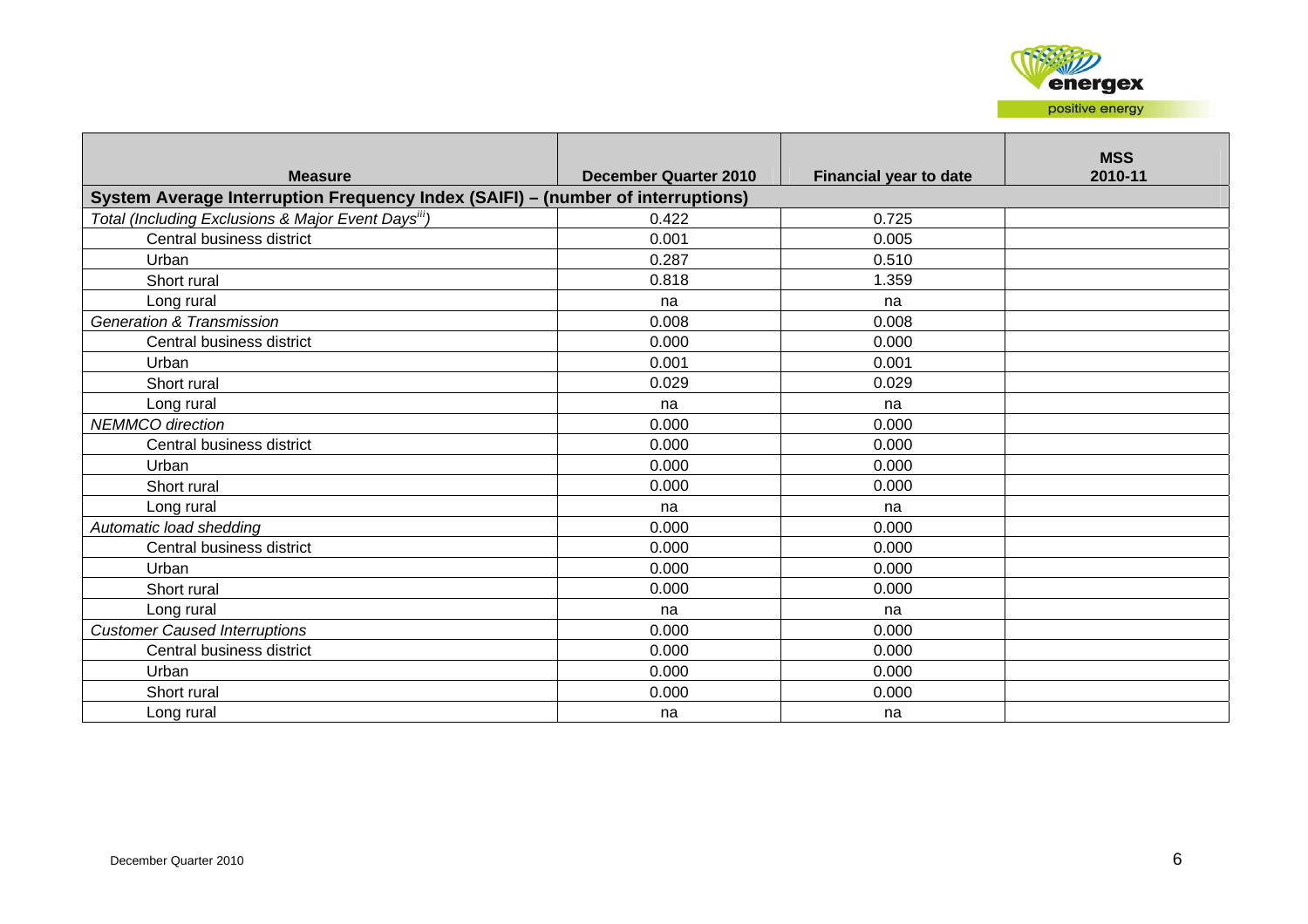| Measure | December Quarter 2010 | Financial year to date | MSS 2010-11 |
| --- | --- | --- | --- |
| **System Average Interruption Frequency Index (SAIFI) – (number of interruptions)** | | | |
| *Total (Including Exclusions & Major Event Days[iii])* | 0.422 | 0.725 | |
| Central business district | 0.001 | 0.005 | |
| Urban | 0.287 | 0.510 | |
| Short rural | 0.818 | 1.359 | |
| Long rural | na | na | |
| *Generation & Transmission* | 0.008 | 0.008 | |
| Central business district | 0.000 | 0.000 | |
| Urban | 0.001 | 0.001 | |
| Short rural | 0.029 | 0.029 | |
| Long rural | na | na | |
| *NEMMCO direction* | 0.000 | 0.000 | |
| Central business district | 0.000 | 0.000 | |
| Urban | 0.000 | 0.000 | |
| Short rural | 0.000 | 0.000 | |
| Long rural | na | na | |
| *Automatic load shedding* | 0.000 | 0.000 | |
| Central business district | 0.000 | 0.000 | |
| Urban | 0.000 | 0.000 | |
| Short rural | 0.000 | 0.000 | |
| Long rural | na | na | |
| *Customer Caused Interruptions* | 0.000 | 0.000 | |
| Central business district | 0.000 | 0.000 | |
| Urban | 0.000 | 0.000 | |
| Short rural | 0.000 | 0.000 | |
| Long rural | na | na | |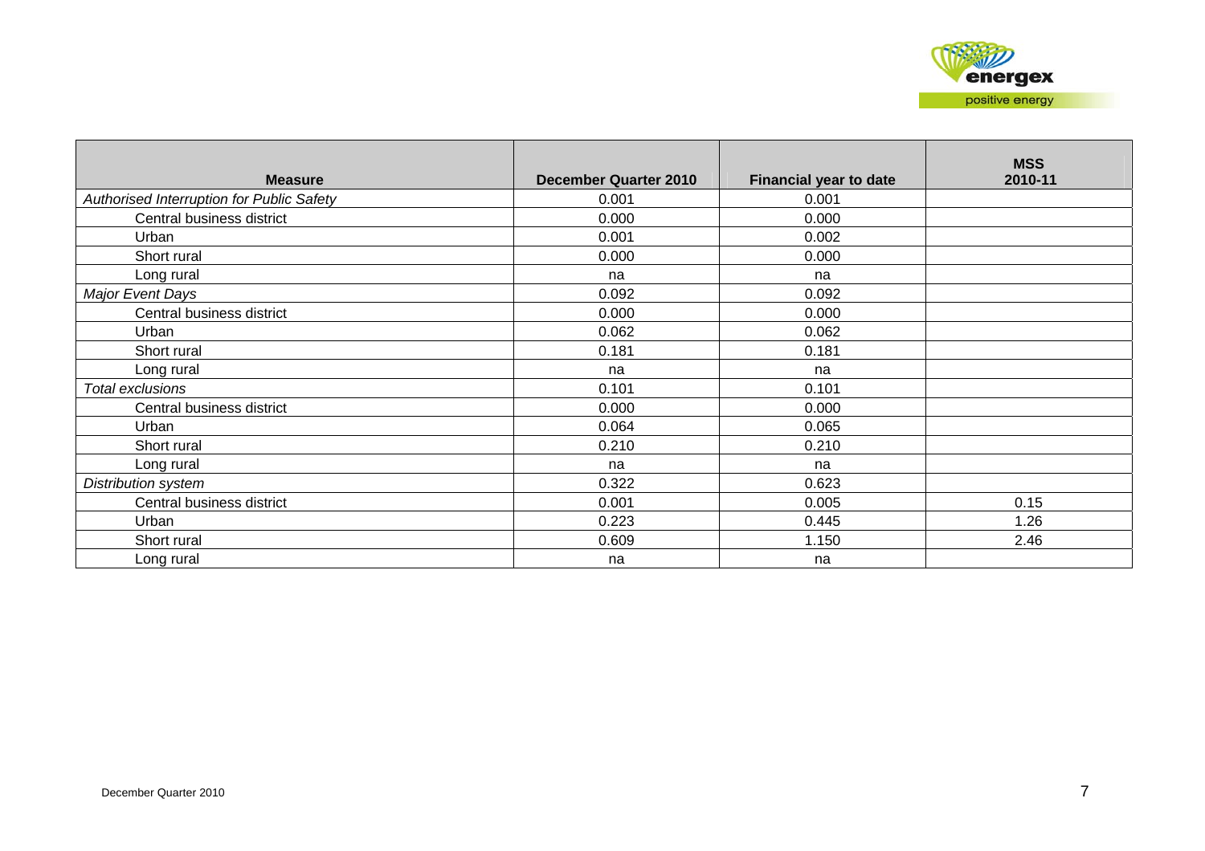| Measure | December Quarter 2010 | Financial year to date | MSS 2010-11 |
|---|---|---|---|
| *Authorised Interruption for Public Safety* | 0.001 | 0.001 | |
| Central business district | 0.000 | 0.000 | |
| Urban | 0.001 | 0.002 | |
| Short rural | 0.000 | 0.000 | |
| Long rural | na | na | |
| *Major Event Days* | 0.092 | 0.092 | |
| Central business district | 0.000 | 0.000 | |
| Urban | 0.062 | 0.062 | |
| Short rural | 0.181 | 0.181 | |
| Long rural | na | na | |
| *Total exclusions* | 0.101 | 0.101 | |
| Central business district | 0.000 | 0.000 | |
| Urban | 0.064 | 0.065 | |
| Short rural | 0.210 | 0.210 | |
| Long rural | na | na | |
| *Distribution system* | 0.322 | 0.623 | |
| Central business district | 0.001 | 0.005 | 0.15 |
| Urban | 0.223 | 0.445 | 1.26 |
| Short rural | 0.609 | 1.150 | 2.46 |
| Long rural | na | na | |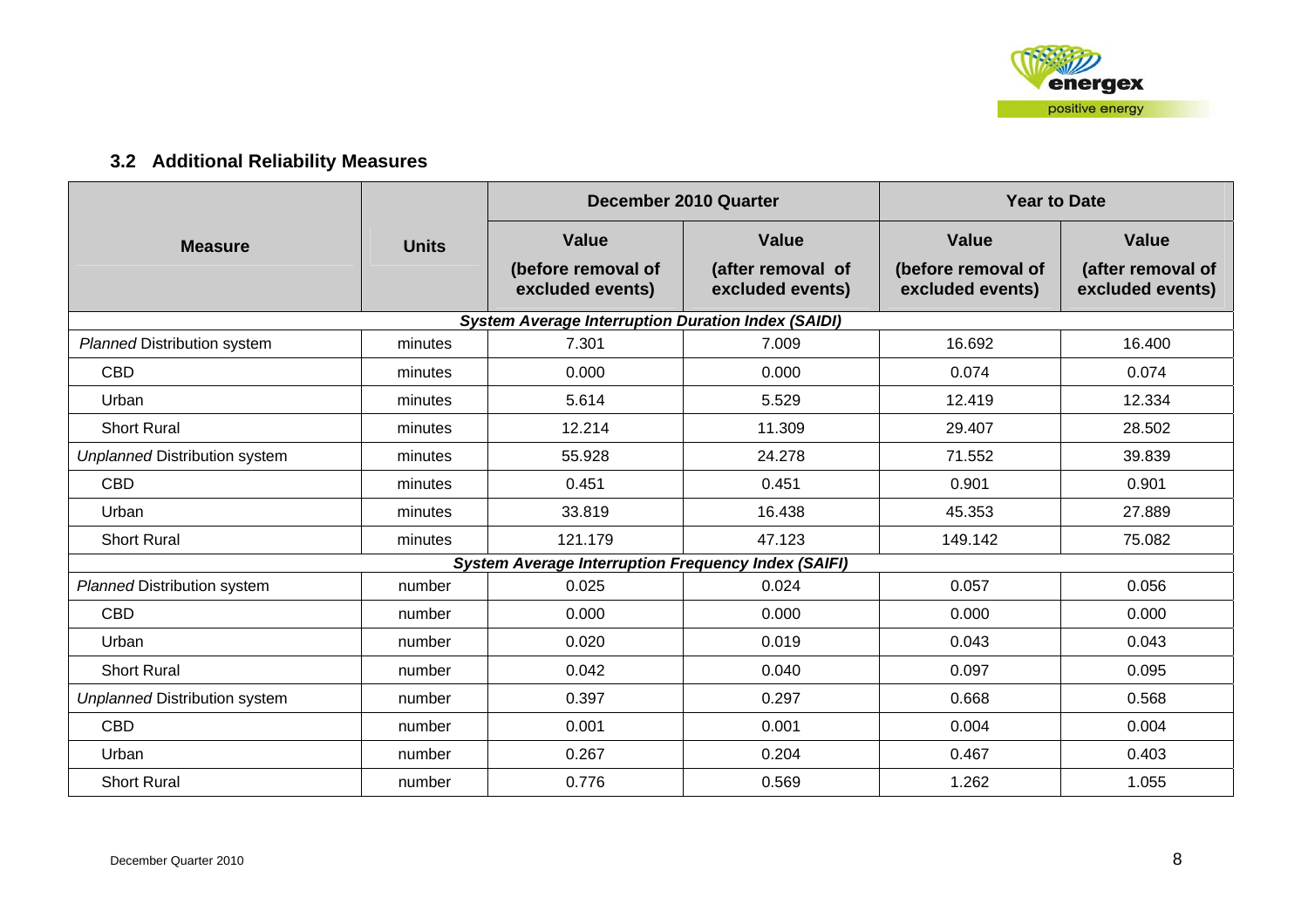### 3.2 Additional Reliability Measures

| Measure | Units | December 2010 Quarter | | Year to Date | |
|---|---|---|---|---|---|
| | | Value (before removal of excluded events) | Value (after removal of excluded events) | Value (before removal of excluded events) | Value (after removal of excluded events) |
| ***System Average Interruption Duration Index (SAIDI)*** | | | | | |
| *Planned* Distribution system | minutes | 7.301 | 7.009 | 16.692 | 16.400 |
| CBD | minutes | 0.000 | 0.000 | 0.074 | 0.074 |
| Urban | minutes | 5.614 | 5.529 | 12.419 | 12.334 |
| Short Rural | minutes | 12.214 | 11.309 | 29.407 | 28.502 |
| *Unplanned* Distribution system | minutes | 55.928 | 24.278 | 71.552 | 39.839 |
| CBD | minutes | 0.451 | 0.451 | 0.901 | 0.901 |
| Urban | minutes | 33.819 | 16.438 | 45.353 | 27.889 |
| Short Rural | minutes | 121.179 | 47.123 | 149.142 | 75.082 |
| ***System Average Interruption Frequency Index (SAIFI)*** | | | | | |
| *Planned* Distribution system | number | 0.025 | 0.024 | 0.057 | 0.056 |
| CBD | number | 0.000 | 0.000 | 0.000 | 0.000 |
| Urban | number | 0.020 | 0.019 | 0.043 | 0.043 |
| Short Rural | number | 0.042 | 0.040 | 0.097 | 0.095 |
| *Unplanned* Distribution system | number | 0.397 | 0.297 | 0.668 | 0.568 |
| CBD | number | 0.001 | 0.001 | 0.004 | 0.004 |
| Urban | number | 0.267 | 0.204 | 0.467 | 0.403 |
| Short Rural | number | 0.776 | 0.569 | 1.262 | 1.055 |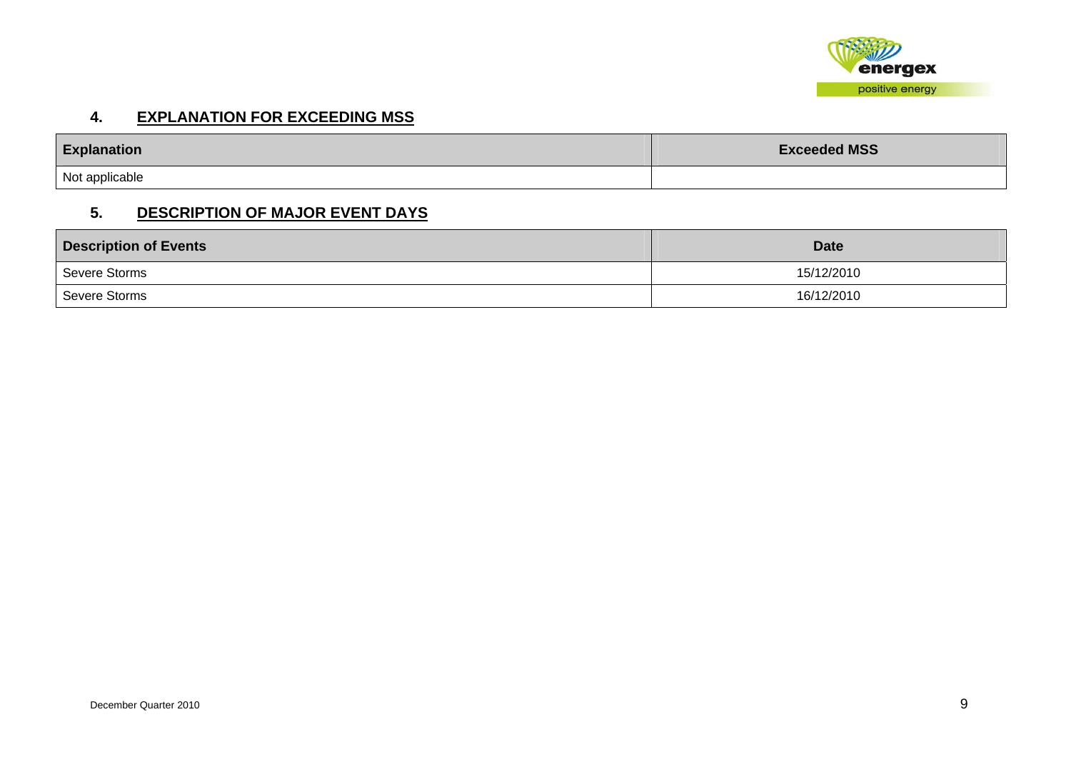## 4. EXPLANATION FOR EXCEEDING MSS

| Explanation | Exceeded MSS |
|---|---|
| Not applicable | |

## 5. DESCRIPTION OF MAJOR EVENT DAYS

| Description of Events | Date |
|---|---|
| Severe Storms | 15/12/2010 |
| Severe Storms | 16/12/2010 |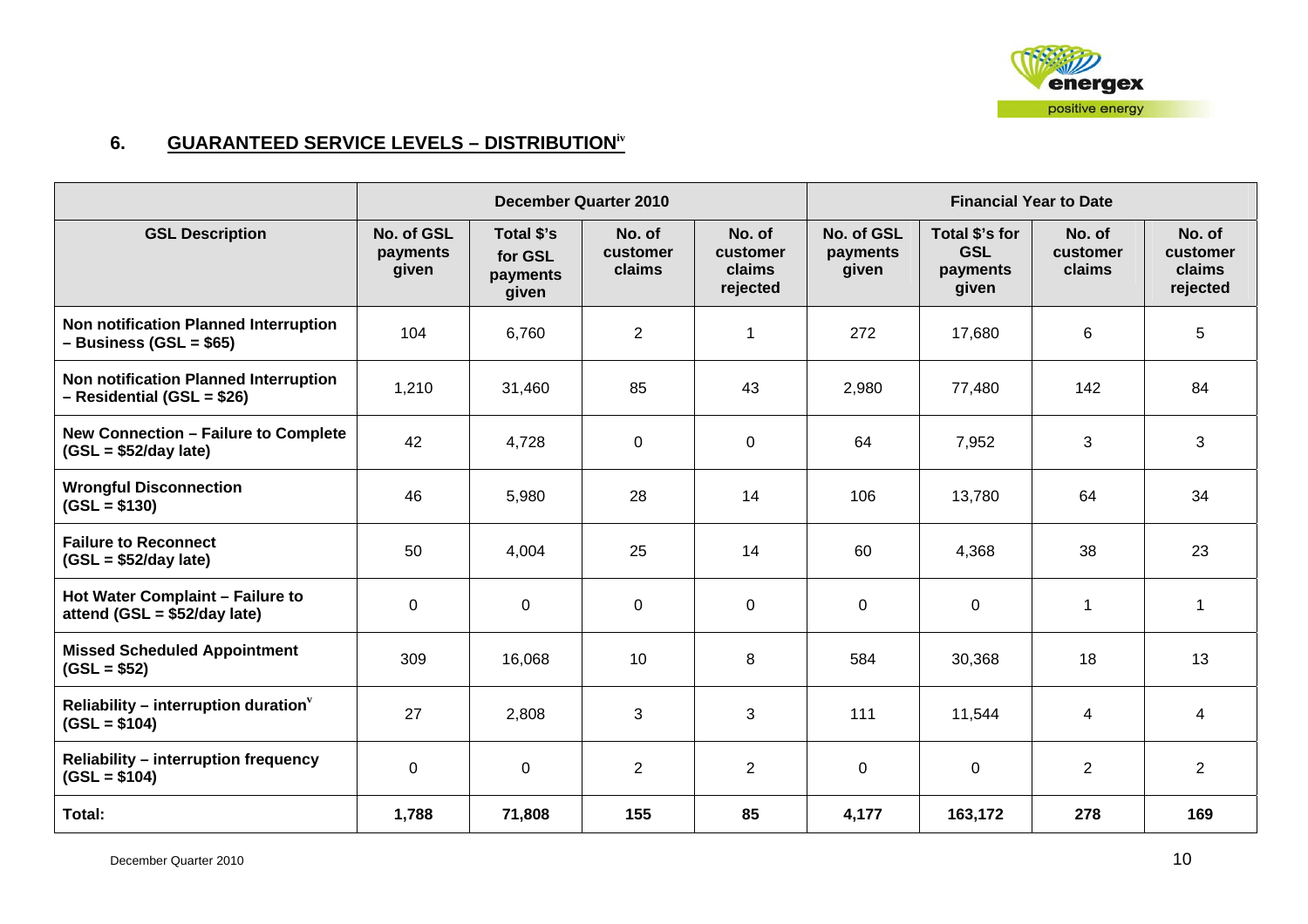## 6. GUARANTEED SERVICE LEVELS – DISTRIBUTION[iv]

| | December Quarter 2010 | | | | Financial Year to Date | | | |
|---|---|---|---|---|---|---|---|---|
| **GSL Description** | **No. of GSL payments given** | **Total $'s for GSL payments given** | **No. of customer claims** | **No. of customer claims rejected** | **No. of GSL payments given** | **Total $'s for GSL payments given** | **No. of customer claims** | **No. of customer claims rejected** |
| **Non notification Planned Interruption – Business (GSL = $65)** | 104 | 6,760 | 2 | 1 | 272 | 17,680 | 6 | 5 |
| **Non notification Planned Interruption – Residential (GSL = $26)** | 1,210 | 31,460 | 85 | 43 | 2,980 | 77,480 | 142 | 84 |
| **New Connection – Failure to Complete (GSL = $52/day late)** | 42 | 4,728 | 0 | 0 | 64 | 7,952 | 3 | 3 |
| **Wrongful Disconnection (GSL = $130)** | 46 | 5,980 | 28 | 14 | 106 | 13,780 | 64 | 34 |
| **Failure to Reconnect (GSL = $52/day late)** | 50 | 4,004 | 25 | 14 | 60 | 4,368 | 38 | 23 |
| **Hot Water Complaint – Failure to attend (GSL = $52/day late)** | 0 | 0 | 0 | 0 | 0 | 0 | 1 | 1 |
| **Missed Scheduled Appointment (GSL = $52)** | 309 | 16,068 | 10 | 8 | 584 | 30,368 | 18 | 13 |
| **Reliability – interruption duration[v] (GSL = $104)** | 27 | 2,808 | 3 | 3 | 111 | 11,544 | 4 | 4 |
| **Reliability – interruption frequency (GSL = $104)** | 0 | 0 | 2 | 2 | 0 | 0 | 2 | 2 |
| **Total:** | **1,788** | **71,808** | **155** | **85** | **4,177** | **163,172** | **278** | **169** |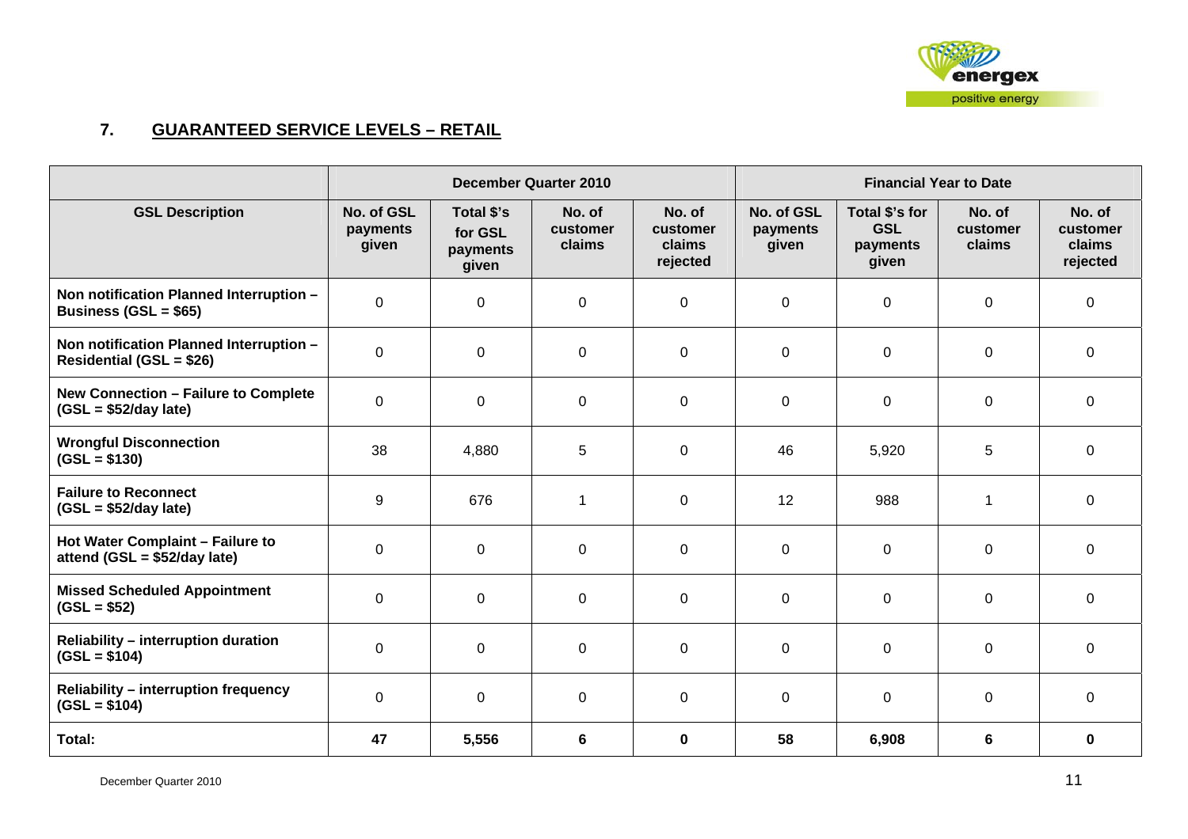## 7. GUARANTEED SERVICE LEVELS – RETAIL

| | December Quarter 2010 | | | | Financial Year to Date | | | |
|---|---|---|---|---|---|---|---|---|
| **GSL Description** | **No. of GSL payments given** | **Total $'s for GSL payments given** | **No. of customer claims** | **No. of customer claims rejected** | **No. of GSL payments given** | **Total $'s for GSL payments given** | **No. of customer claims** | **No. of customer claims rejected** |
| **Non notification Planned Interruption – Business (GSL = $65)** | 0 | 0 | 0 | 0 | 0 | 0 | 0 | 0 |
| **Non notification Planned Interruption – Residential (GSL = $26)** | 0 | 0 | 0 | 0 | 0 | 0 | 0 | 0 |
| **New Connection – Failure to Complete (GSL = $52/day late)** | 0 | 0 | 0 | 0 | 0 | 0 | 0 | 0 |
| **Wrongful Disconnection (GSL = $130)** | 38 | 4,880 | 5 | 0 | 46 | 5,920 | 5 | 0 |
| **Failure to Reconnect (GSL = $52/day late)** | 9 | 676 | 1 | 0 | 12 | 988 | 1 | 0 |
| **Hot Water Complaint – Failure to attend (GSL = $52/day late)** | 0 | 0 | 0 | 0 | 0 | 0 | 0 | 0 |
| **Missed Scheduled Appointment (GSL = $52)** | 0 | 0 | 0 | 0 | 0 | 0 | 0 | 0 |
| **Reliability – interruption duration (GSL = $104)** | 0 | 0 | 0 | 0 | 0 | 0 | 0 | 0 |
| **Reliability – interruption frequency (GSL = $104)** | 0 | 0 | 0 | 0 | 0 | 0 | 0 | 0 |
| **Total:** | **47** | **5,556** | **6** | **0** | **58** | **6,908** | **6** | **0** |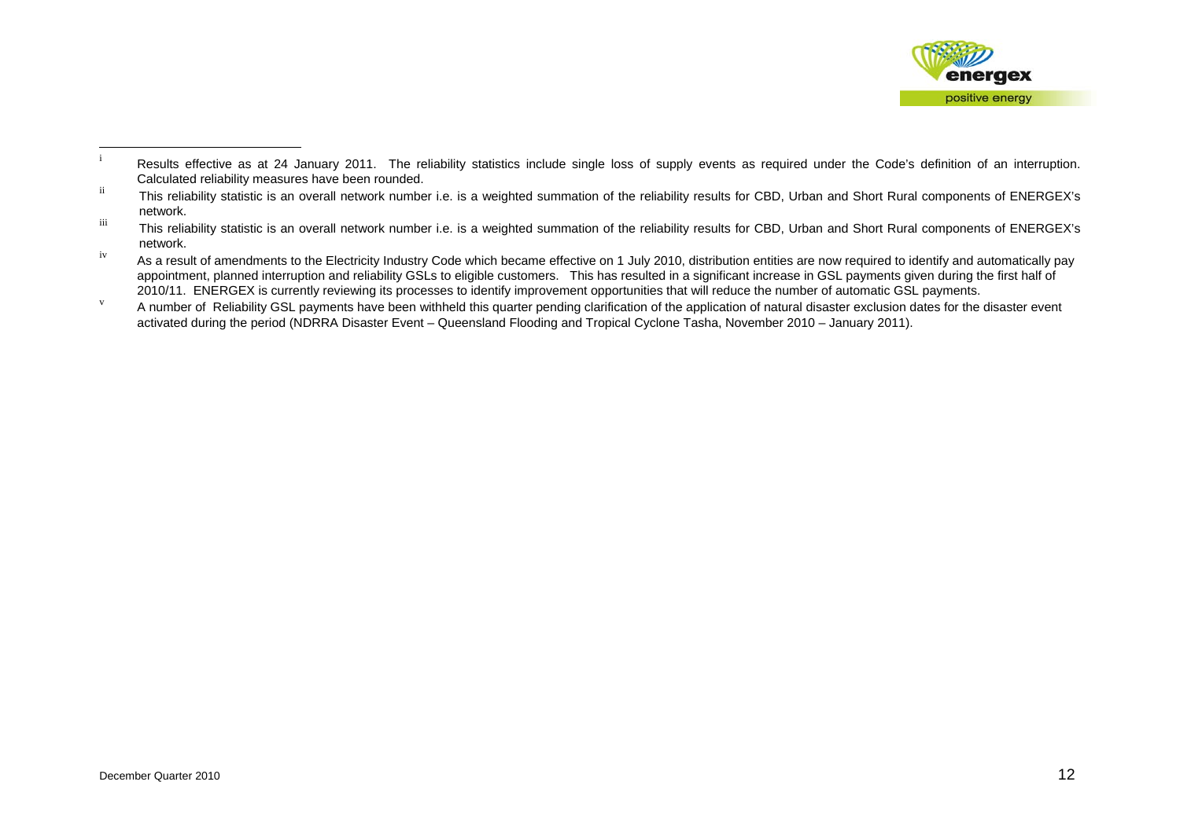[i] Results effective as at 24 January 2011. The reliability statistics include single loss of supply events as required under the Code's definition of an interruption. Calculated reliability measures have been rounded.

[ii] This reliability statistic is an overall network number i.e. is a weighted summation of the reliability results for CBD, Urban and Short Rural components of ENERGEX's network.

[iii] This reliability statistic is an overall network number i.e. is a weighted summation of the reliability results for CBD, Urban and Short Rural components of ENERGEX's network.

[iv] As a result of amendments to the Electricity Industry Code which became effective on 1 July 2010, distribution entities are now required to identify and automatically pay appointment, planned interruption and reliability GSLs to eligible customers. This has resulted in a significant increase in GSL payments given during the first half of 2010/11. ENERGEX is currently reviewing its processes to identify improvement opportunities that will reduce the number of automatic GSL payments.

[v] A number of Reliability GSL payments have been withheld this quarter pending clarification of the application of natural disaster exclusion dates for the disaster event activated during the period (NDRRA Disaster Event – Queensland Flooding and Tropical Cyclone Tasha, November 2010 – January 2011).